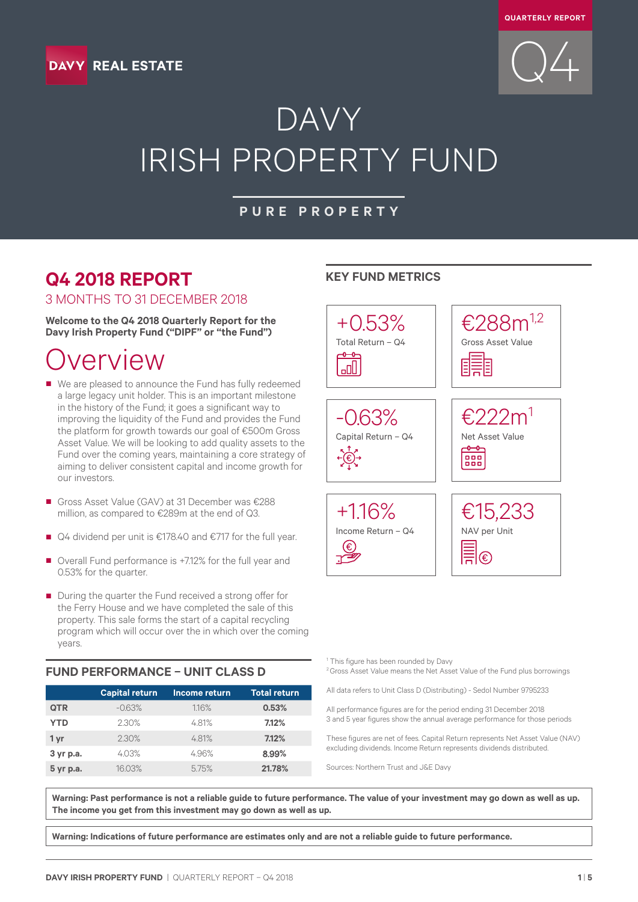QUARTERLY REPORT

Q4

DAVY REAL ESTATE

# DAVY IRISH PROPERTY FUND

PURE PROPERTY

## Q4 2018 REPORT

3 MONTHS TO 31 DECEMBER 2018

**Welcome to the Q4 2018 Quarterly Report for the Davy Irish Property Fund ("DIPF" or "the Fund")**

# Overview

- We are pleased to announce the Fund has fully redeemed a large legacy unit holder. This is an important milestone in the history of the Fund; it goes a significant way to improving the liquidity of the Fund and provides the Fund the platform for growth towards our goal of €500m Gross Asset Value. We will be looking to add quality assets to the Fund over the coming years, maintaining a core strategy of aiming to deliver consistent capital and income growth for our investors.
- Gross Asset Value (GAV) at 31 December was €288 million, as compared to €289m at the end of Q3.
- Q4 dividend per unit is €178.40 and €717 for the full year.
- Overall Fund performance is +7.12% for the full year and 0.53% for the quarter.
- During the quarter the Fund received a strong offer for the Ferry House and we have completed the sale of this property. This sale forms the start of a capital recycling program which will occur over the in which over the coming years.

## KEY FUND METRICS

| Metric | Value |
|---|---|
| Total Return – Q4 | +0.53% |
| Gross Asset Value | €288m[1,2] |
| Capital Return – Q4 | -0.63% |
| Net Asset Value | €222m[1] |
| Income Return – Q4 | +1.16% |
| NAV per Unit | €15,233 |

[1] This figure has been rounded by Davy
[2] Gross Asset Value means the Net Asset Value of the Fund plus borrowings

All data refers to Unit Class D (Distributing) - Sedol Number 9795233

All performance figures are for the period ending 31 December 2018
3 and 5 year figures show the annual average performance for those periods

These figures are net of fees. Capital Return represents Net Asset Value (NAV) excluding dividends. Income Return represents dividends distributed.

Sources: Northern Trust and J&E Davy

## FUND PERFORMANCE – UNIT CLASS D

| | Capital return | Income return | Total return |
|---|---|---|---|
| **QTR** | -0.63% | 1.16% | **0.53%** |
| **YTD** | 2.30% | 4.81% | **7.12%** |
| **1 yr** | 2.30% | 4.81% | **7.12%** |
| **3 yr p.a.** | 4.03% | 4.96% | **8.99%** |
| **5 yr p.a.** | 16.03% | 5.75% | **21.78%** |

**Warning: Past performance is not a reliable guide to future performance. The value of your investment may go down as well as up. The income you get from this investment may go down as well as up.**

**Warning: Indications of future performance are estimates only and are not a reliable guide to future performance.**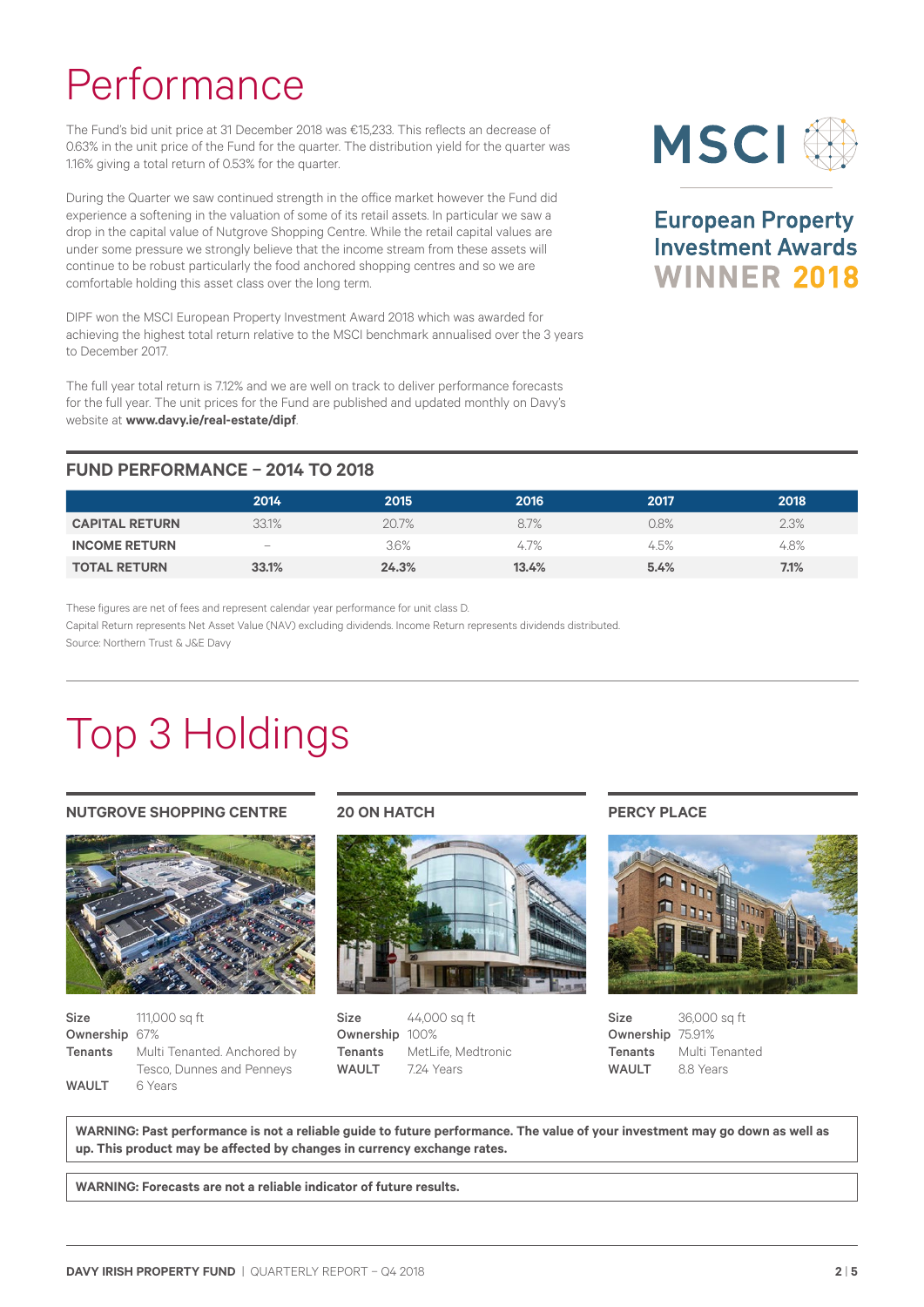# Performance

The Fund's bid unit price at 31 December 2018 was €15,233. This reflects an decrease of 0.63% in the unit price of the Fund for the quarter. The distribution yield for the quarter was 1.16% giving a total return of 0.53% for the quarter.

During the Quarter we saw continued strength in the office market however the Fund did experience a softening in the valuation of some of its retail assets. In particular we saw a drop in the capital value of Nutgrove Shopping Centre. While the retail capital values are under some pressure we strongly believe that the income stream from these assets will continue to be robust particularly the food anchored shopping centres and so we are comfortable holding this asset class over the long term.

DIPF won the MSCI European Property Investment Award 2018 which was awarded for achieving the highest total return relative to the MSCI benchmark annualised over the 3 years to December 2017.

The full year total return is 7.12% and we are well on track to deliver performance forecasts for the full year. The unit prices for the Fund are published and updated monthly on Davy's website at **www.davy.ie/real-estate/dipf**.

MSCI

European Property Investment Awards
WINNER 2018

## FUND PERFORMANCE – 2014 TO 2018

| | 2014 | 2015 | 2016 | 2017 | 2018 |
|---|---|---|---|---|---|
| **CAPITAL RETURN** | 33.1% | 20.7% | 8.7% | 0.8% | 2.3% |
| **INCOME RETURN** | – | 3.6% | 4.7% | 4.5% | 4.8% |
| **TOTAL RETURN** | **33.1%** | **24.3%** | **13.4%** | **5.4%** | **7.1%** |

These figures are net of fees and represent calendar year performance for unit class D.

Capital Return represents Net Asset Value (NAV) excluding dividends. Income Return represents dividends distributed.

Source: Northern Trust & J&E Davy

# Top 3 Holdings

### NUTGROVE SHOPPING CENTRE

**Size** 111,000 sq ft
**Ownership** 67%
**Tenants** Multi Tenanted. Anchored by Tesco, Dunnes and Penneys
**WAULT** 6 Years

### 20 ON HATCH

**Size** 44,000 sq ft
**Ownership** 100%
**Tenants** MetLife, Medtronic
**WAULT** 7.24 Years

### PERCY PLACE

**Size** 36,000 sq ft
**Ownership** 75.91%
**Tenants** Multi Tenanted
**WAULT** 8.8 Years

**WARNING: Past performance is not a reliable guide to future performance. The value of your investment may go down as well as up. This product may be affected by changes in currency exchange rates.**

**WARNING: Forecasts are not a reliable indicator of future results.**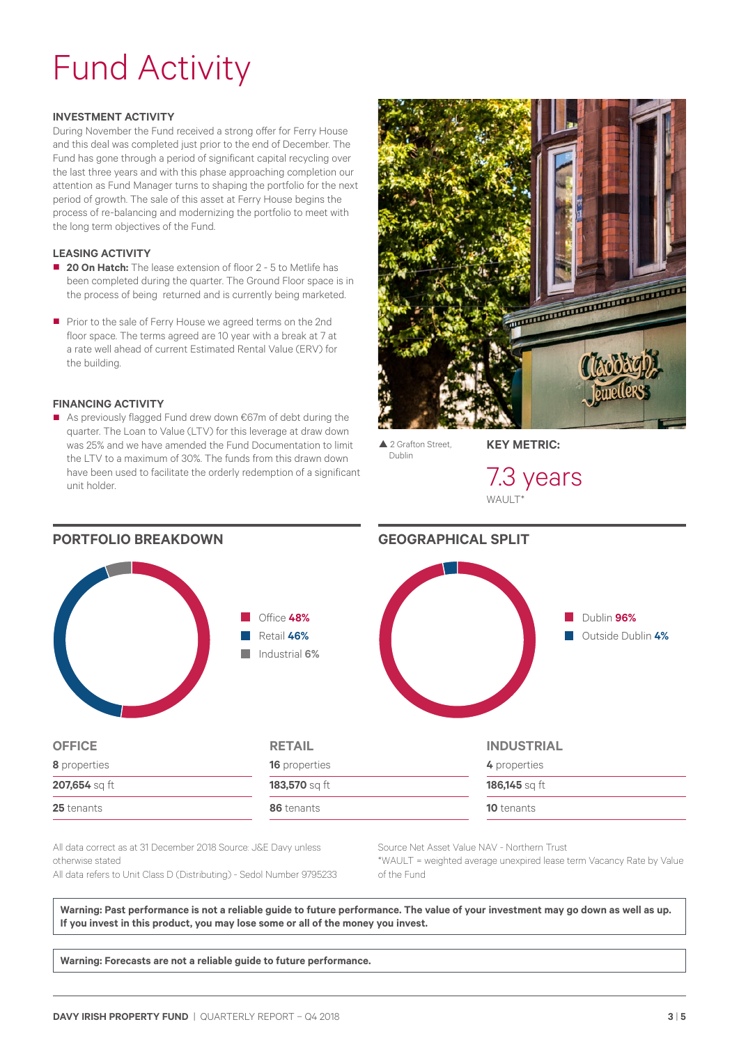# Fund Activity

### INVESTMENT ACTIVITY

During November the Fund received a strong offer for Ferry House and this deal was completed just prior to the end of December. The Fund has gone through a period of significant capital recycling over the last three years and with this phase approaching completion our attention as Fund Manager turns to shaping the portfolio for the next period of growth. The sale of this asset at Ferry House begins the process of re-balancing and modernizing the portfolio to meet with the long term objectives of the Fund.

### LEASING ACTIVITY

- **20 On Hatch:** The lease extension of floor 2 - 5 to Metlife has been completed during the quarter. The Ground Floor space is in the process of being returned and is currently being marketed.
- Prior to the sale of Ferry House we agreed terms on the 2nd floor space. The terms agreed are 10 year with a break at 7 at a rate well ahead of current Estimated Rental Value (ERV) for the building.

### FINANCING ACTIVITY

- As previously flagged Fund drew down €67m of debt during the quarter. The Loan to Value (LTV) for this leverage at draw down was 25% and we have amended the Fund Documentation to limit the LTV to a maximum of 30%. The funds from this drawn down have been used to facilitate the orderly redemption of a significant unit holder.

▲ 2 Grafton Street, Dublin

**KEY METRIC:**

7.3 years
WAULT*

## PORTFOLIO BREAKDOWN

- Office **48%**
- Retail **46%**
- Industrial **6%**

## GEOGRAPHICAL SPLIT

- Dublin **96%**
- Outside Dublin **4%**

| OFFICE | RETAIL | INDUSTRIAL |
|---|---|---|
| **8** properties | **16** properties | **4** properties |
| **207,654** sq ft | **183,570** sq ft | **186,145** sq ft |
| **25** tenants | **86** tenants | **10** tenants |

All data correct as at 31 December 2018 Source: J&E Davy unless otherwise stated
All data refers to Unit Class D (Distributing) - Sedol Number 9795233

Source Net Asset Value NAV - Northern Trust
*WAULT = weighted average unexpired lease term Vacancy Rate by Value of the Fund

**Warning: Past performance is not a reliable guide to future performance. The value of your investment may go down as well as up. If you invest in this product, you may lose some or all of the money you invest.**

**Warning: Forecasts are not a reliable guide to future performance.**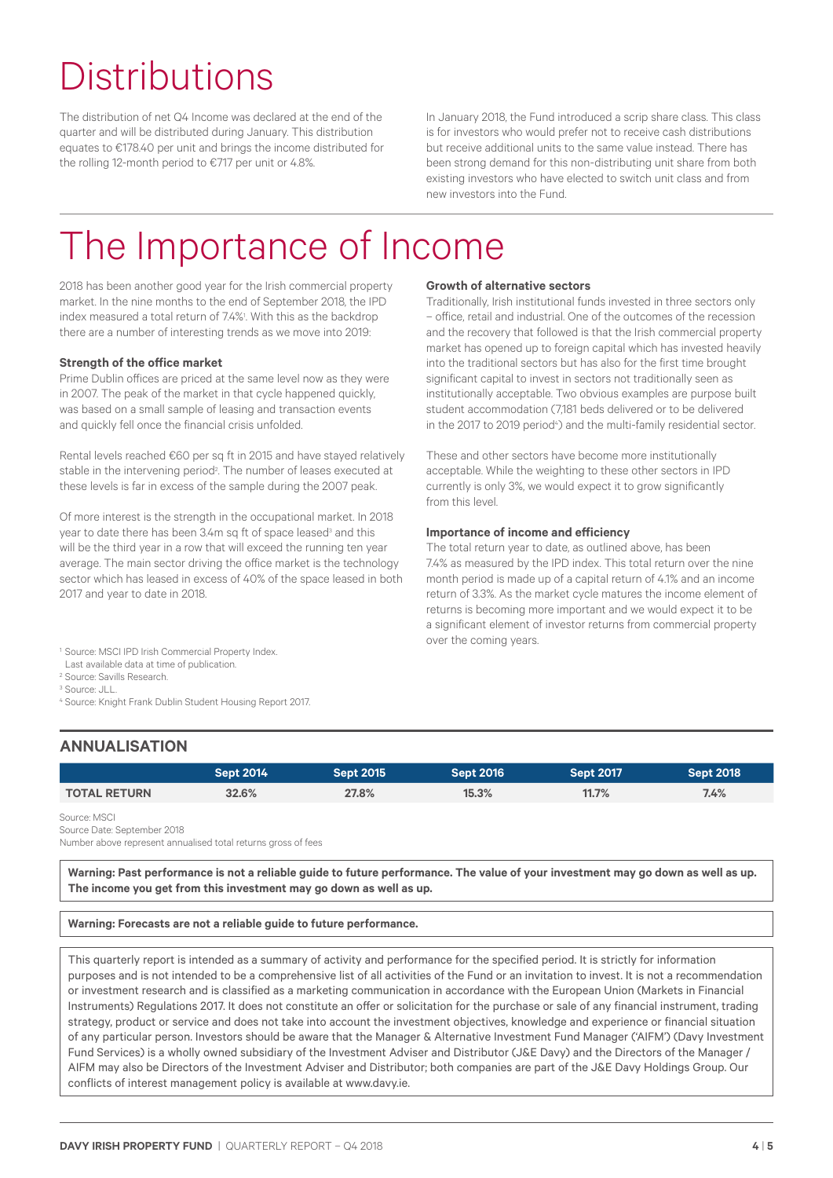# Distributions

The distribution of net Q4 Income was declared at the end of the quarter and will be distributed during January. This distribution equates to €178.40 per unit and brings the income distributed for the rolling 12-month period to €717 per unit or 4.8%.

In January 2018, the Fund introduced a scrip share class. This class is for investors who would prefer not to receive cash distributions but receive additional units to the same value instead. There has been strong demand for this non-distributing unit share from both existing investors who have elected to switch unit class and from new investors into the Fund.

# The Importance of Income

2018 has been another good year for the Irish commercial property market. In the nine months to the end of September 2018, the IPD index measured a total return of 7.4%[1]. With this as the backdrop there are a number of interesting trends as we move into 2019:

**Strength of the office market**

Prime Dublin offices are priced at the same level now as they were in 2007. The peak of the market in that cycle happened quickly, was based on a small sample of leasing and transaction events and quickly fell once the financial crisis unfolded.

Rental levels reached €60 per sq ft in 2015 and have stayed relatively stable in the intervening period[2]. The number of leases executed at these levels is far in excess of the sample during the 2007 peak.

Of more interest is the strength in the occupational market. In 2018 year to date there has been 3.4m sq ft of space leased[3] and this will be the third year in a row that will exceed the running ten year average. The main sector driving the office market is the technology sector which has leased in excess of 40% of the space leased in both 2017 and year to date in 2018.

[1] Source: MSCI IPD Irish Commercial Property Index. Last available data at time of publication.
[2] Source: Savills Research.
[3] Source: JLL.
[4] Source: Knight Frank Dublin Student Housing Report 2017.

**Growth of alternative sectors**

Traditionally, Irish institutional funds invested in three sectors only – office, retail and industrial. One of the outcomes of the recession and the recovery that followed is that the Irish commercial property market has opened up to foreign capital which has invested heavily into the traditional sectors but has also for the first time brought significant capital to invest in sectors not traditionally seen as institutionally acceptable. Two obvious examples are purpose built student accommodation (7,181 beds delivered or to be delivered in the 2017 to 2019 period[4]) and the multi-family residential sector.

These and other sectors have become more institutionally acceptable. While the weighting to these other sectors in IPD currently is only 3%, we would expect it to grow significantly from this level.

**Importance of income and efficiency**

The total return year to date, as outlined above, has been 7.4% as measured by the IPD index. This total return over the nine month period is made up of a capital return of 4.1% and an income return of 3.3%. As the market cycle matures the income element of returns is becoming more important and we would expect it to be a significant element of investor returns from commercial property over the coming years.

## ANNUALISATION

| | Sept 2014 | Sept 2015 | Sept 2016 | Sept 2017 | Sept 2018 |
|---|---|---|---|---|---|
| **TOTAL RETURN** | 32.6% | 27.8% | 15.3% | 11.7% | 7.4% |

Source: MSCI
Source Date: September 2018
Number above represent annualised total returns gross of fees

**Warning: Past performance is not a reliable guide to future performance. The value of your investment may go down as well as up. The income you get from this investment may go down as well as up.**

**Warning: Forecasts are not a reliable guide to future performance.**

This quarterly report is intended as a summary of activity and performance for the specified period. It is strictly for information purposes and is not intended to be a comprehensive list of all activities of the Fund or an invitation to invest. It is not a recommendation or investment research and is classified as a marketing communication in accordance with the European Union (Markets in Financial Instruments) Regulations 2017. It does not constitute an offer or solicitation for the purchase or sale of any financial instrument, trading strategy, product or service and does not take into account the investment objectives, knowledge and experience or financial situation of any particular person. Investors should be aware that the Manager & Alternative Investment Fund Manager ('AIFM') (Davy Investment Fund Services) is a wholly owned subsidiary of the Investment Adviser and Distributor (J&E Davy) and the Directors of the Manager / AIFM may also be Directors of the Investment Adviser and Distributor; both companies are part of the J&E Davy Holdings Group. Our conflicts of interest management policy is available at www.davy.ie.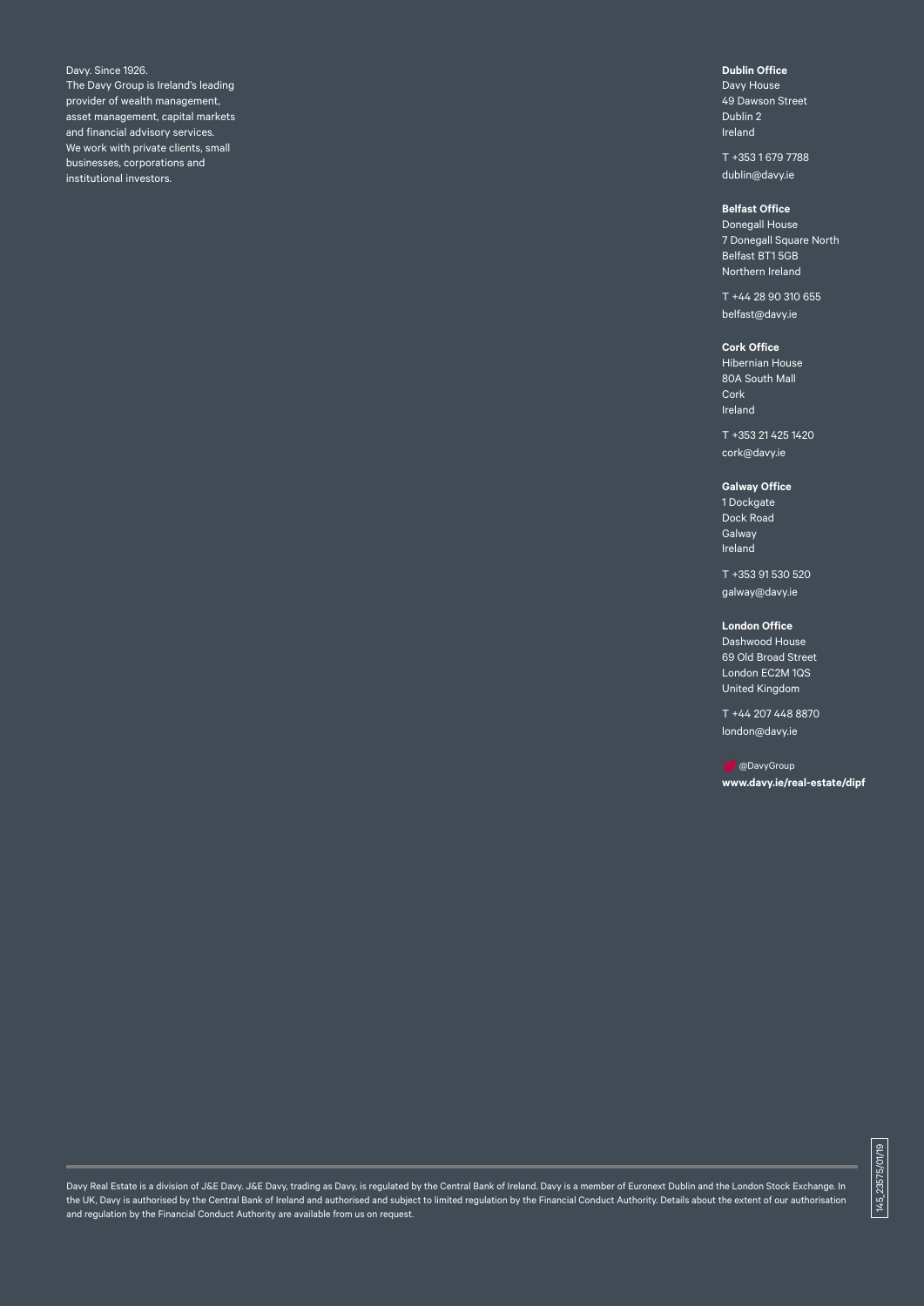Davy. Since 1926.
The Davy Group is Ireland's leading provider of wealth management, asset management, capital markets and financial advisory services. We work with private clients, small businesses, corporations and institutional investors.

**Dublin Office**
Davy House
49 Dawson Street
Dublin 2
Ireland

T +353 1 679 7788
dublin@davy.ie

**Belfast Office**
Donegall House
7 Donegall Square North
Belfast BT1 5GB
Northern Ireland

T +44 28 90 310 655
belfast@davy.ie

**Cork Office**
Hibernian House
80A South Mall
Cork
Ireland

T +353 21 425 1420
cork@davy.ie

**Galway Office**
1 Dockgate
Dock Road
Galway
Ireland

T +353 91 530 520
galway@davy.ie

**London Office**
Dashwood House
69 Old Broad Street
London EC2M 1QS
United Kingdom

T +44 207 448 8870
london@davy.ie

@DavyGroup
**www.davy.ie/real-estate/dipf**

Davy Real Estate is a division of J&E Davy. J&E Davy, trading as Davy, is regulated by the Central Bank of Ireland. Davy is a member of Euronext Dublin and the London Stock Exchange. In the UK, Davy is authorised by the Central Bank of Ireland and authorised and subject to limited regulation by the Financial Conduct Authority. Details about the extent of our authorisation and regulation by the Financial Conduct Authority are available from us on request.

145_23575/01/19